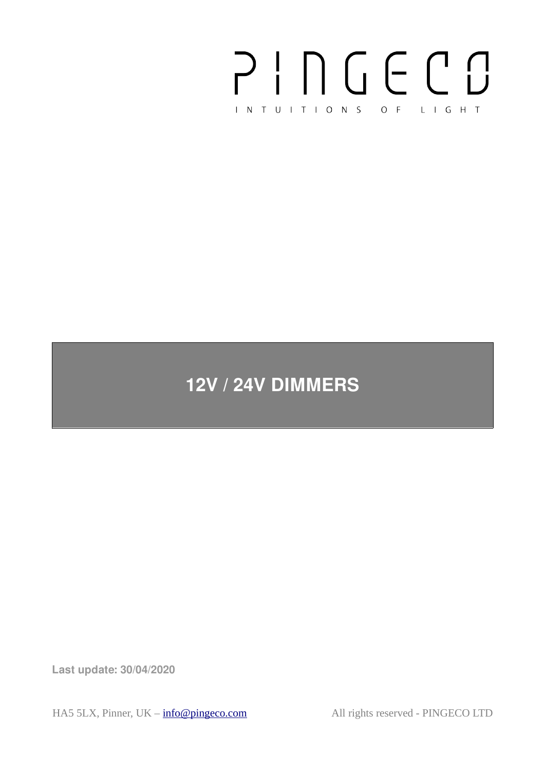PINGECO

INTUITIONS OF LIGHT

# 12V / 24V DIMMERS

**Last update: 30/04/2020**

HA5 5LX, Pinner, UK – info@pingeco.com

All rights reserved - PINGECO LTD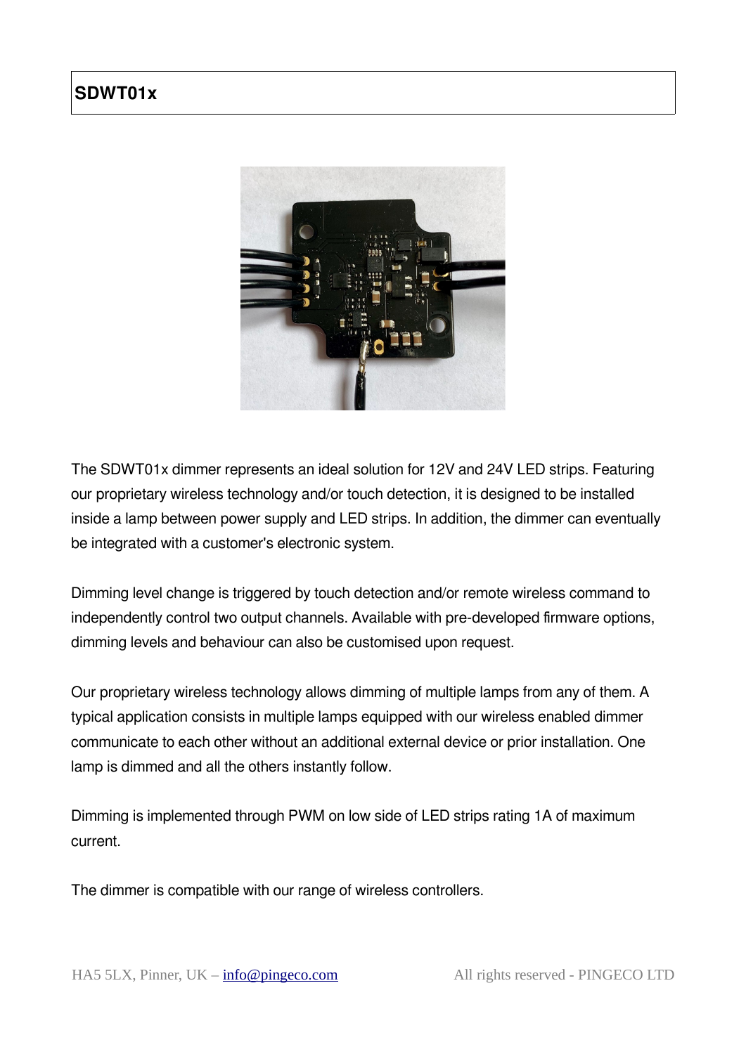# SDWT01x

The SDWT01x dimmer represents an ideal solution for 12V and 24V LED strips. Featuring our proprietary wireless technology and/or touch detection, it is designed to be installed inside a lamp between power supply and LED strips. In addition, the dimmer can eventually be integrated with a customer's electronic system.

Dimming level change is triggered by touch detection and/or remote wireless command to independently control two output channels. Available with pre-developed firmware options, dimming levels and behaviour can also be customised upon request.

Our proprietary wireless technology allows dimming of multiple lamps from any of them. A typical application consists in multiple lamps equipped with our wireless enabled dimmer communicate to each other without an additional external device or prior installation. One lamp is dimmed and all the others instantly follow.

Dimming is implemented through PWM on low side of LED strips rating 1A of maximum current.

The dimmer is compatible with our range of wireless controllers.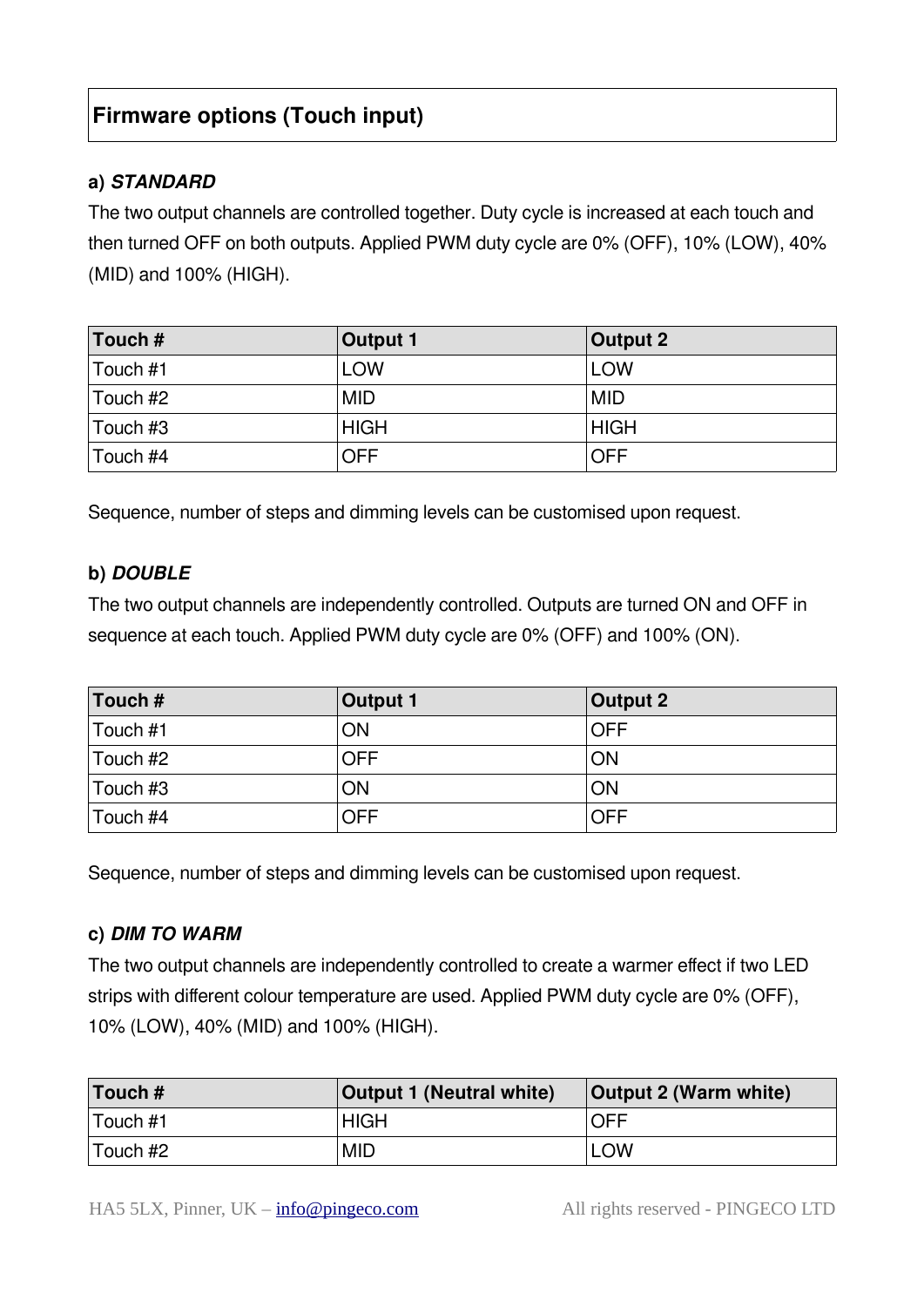## Firmware options (Touch input)

**a) *STANDARD***

The two output channels are controlled together. Duty cycle is increased at each touch and then turned OFF on both outputs. Applied PWM duty cycle are 0% (OFF), 10% (LOW), 40% (MID) and 100% (HIGH).

| Touch # | Output 1 | Output 2 |
|---|---|---|
| Touch #1 | LOW | LOW |
| Touch #2 | MID | MID |
| Touch #3 | HIGH | HIGH |
| Touch #4 | OFF | OFF |

Sequence, number of steps and dimming levels can be customised upon request.

**b) *DOUBLE***

The two output channels are independently controlled. Outputs are turned ON and OFF in sequence at each touch. Applied PWM duty cycle are 0% (OFF) and 100% (ON).

| Touch # | Output 1 | Output 2 |
|---|---|---|
| Touch #1 | ON | OFF |
| Touch #2 | OFF | ON |
| Touch #3 | ON | ON |
| Touch #4 | OFF | OFF |

Sequence, number of steps and dimming levels can be customised upon request.

**c) *DIM TO WARM***

The two output channels are independently controlled to create a warmer effect if two LED strips with different colour temperature are used. Applied PWM duty cycle are 0% (OFF), 10% (LOW), 40% (MID) and 100% (HIGH).

| Touch # | Output 1 (Neutral white) | Output 2 (Warm white) |
|---|---|---|
| Touch #1 | HIGH | OFF |
| Touch #2 | MID | LOW |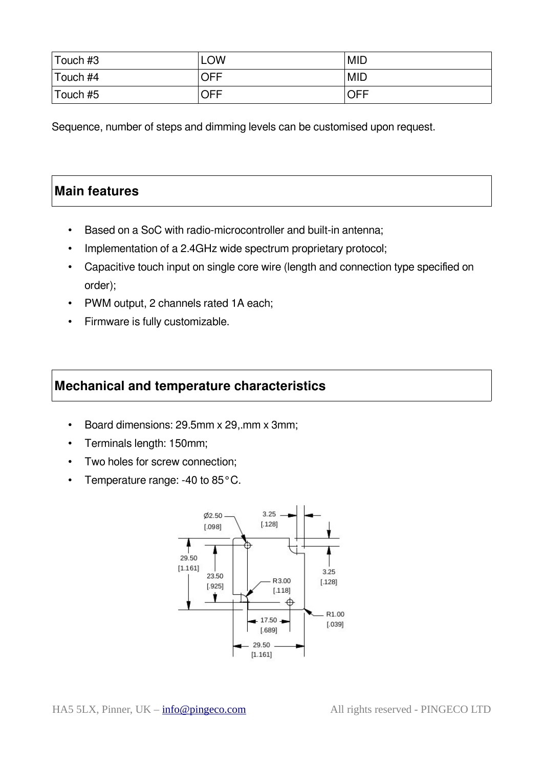| Touch #3 | LOW | MID |
|---|---|---|
| Touch #4 | OFF | MID |
| Touch #5 | OFF | OFF |

Sequence, number of steps and dimming levels can be customised upon request.

## Main features

- Based on a SoC with radio-microcontroller and built-in antenna;
- Implementation of a 2.4GHz wide spectrum proprietary protocol;
- Capacitive touch input on single core wire (length and connection type specified on order);
- PWM output, 2 channels rated 1A each;
- Firmware is fully customizable.

## Mechanical and temperature characteristics

- Board dimensions: 29.5mm x 29,.mm x 3mm;
- Terminals length: 150mm;
- Two holes for screw connection;
- Temperature range: -40 to 85°C.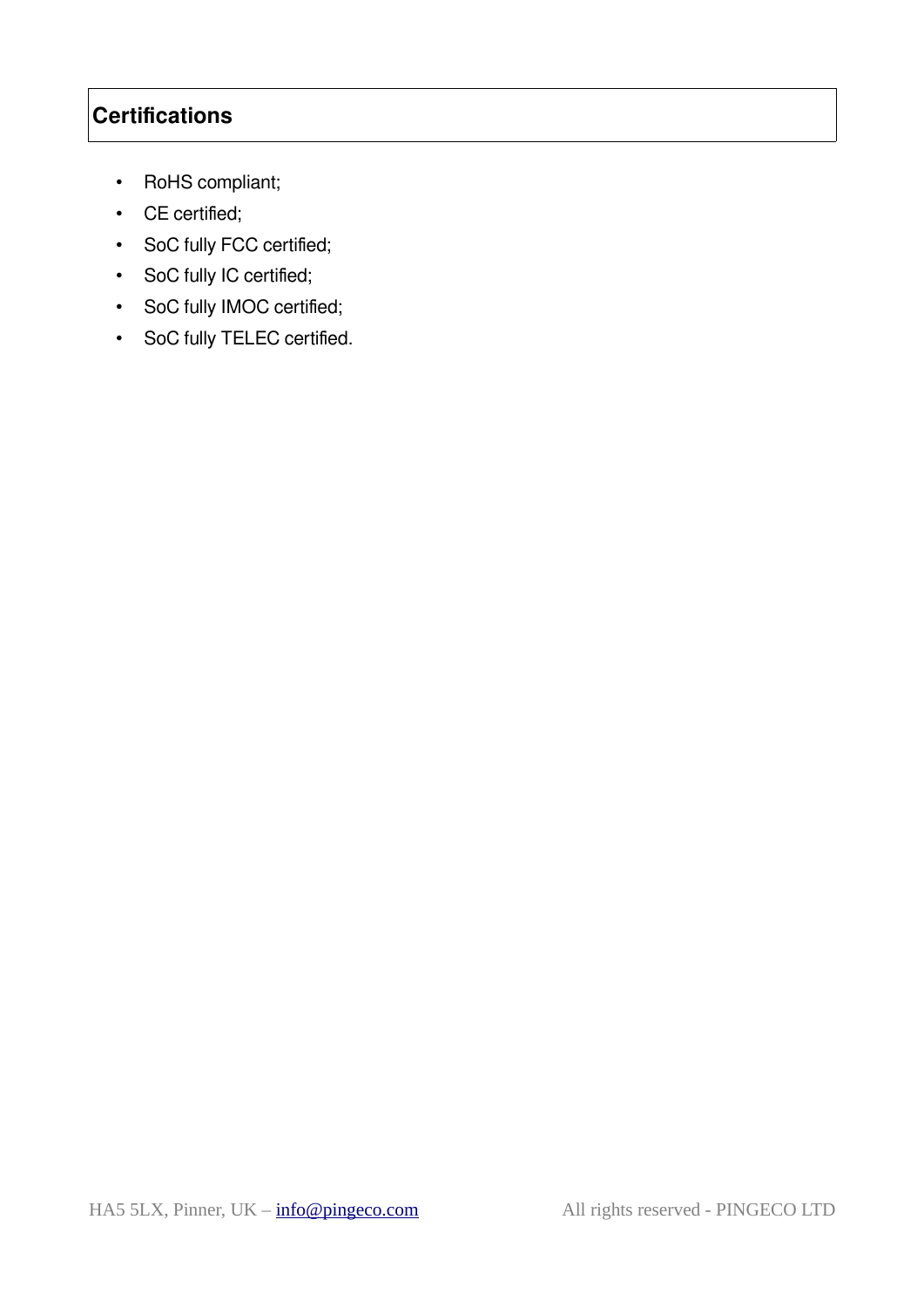## Certifications

- RoHS compliant;
- CE certified;
- SoC fully FCC certified;
- SoC fully IC certified;
- SoC fully IMOC certified;
- SoC fully TELEC certified.